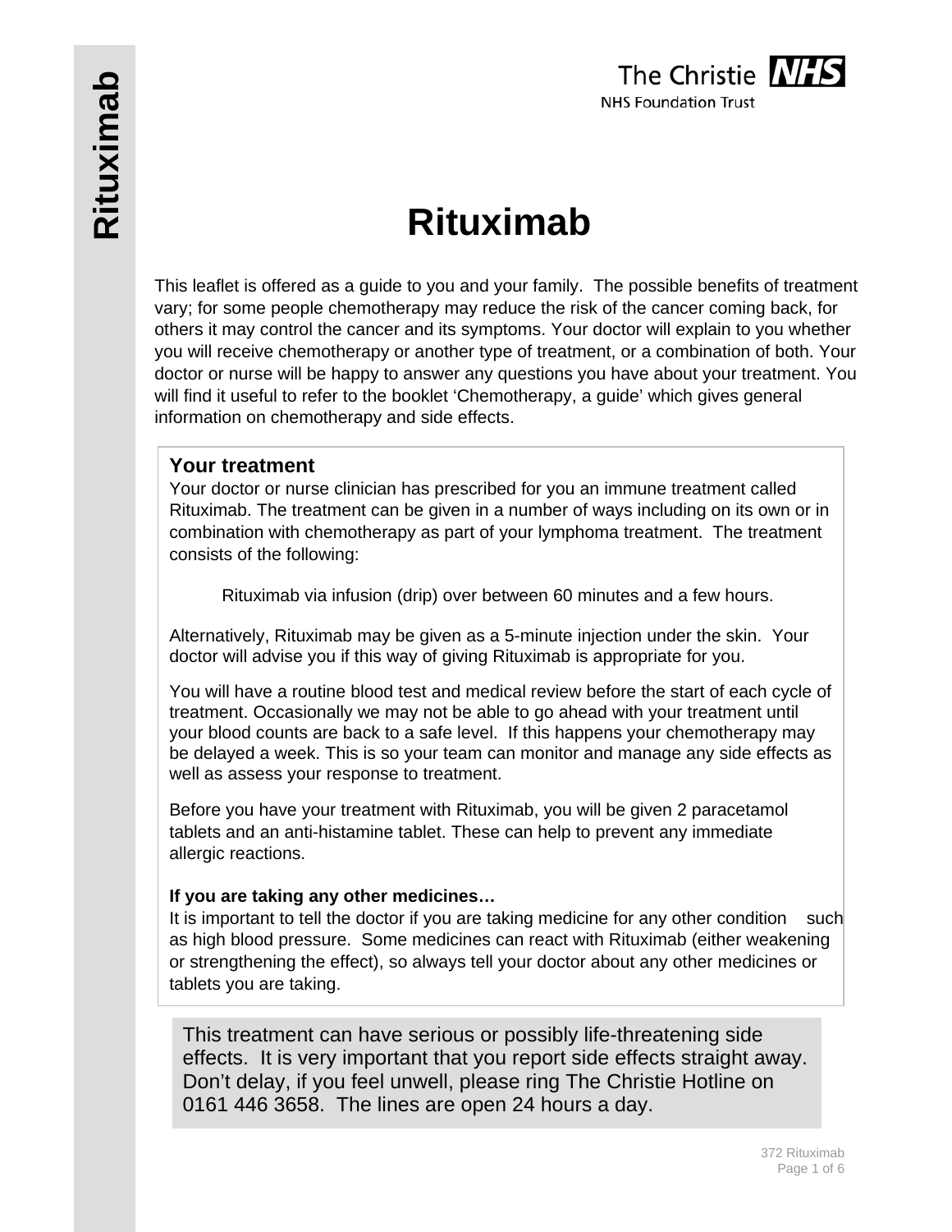# Rituximab

This leaflet is offered as a guide to you and your family. The possible benefits of treatment vary; for some people chemotherapy may reduce the risk of the cancer coming back, for others it may control the cancer and its symptoms. Your doctor will explain to you whether you will receive chemotherapy or another type of treatment, or a combination of both. Your doctor or nurse will be happy to answer any questions you have about your treatment. You will find it useful to refer to the booklet 'Chemotherapy, a guide' which gives general information on chemotherapy and side effects.

## Your treatment

Your doctor or nurse clinician has prescribed for you an immune treatment called Rituximab. The treatment can be given in a number of ways including on its own or in combination with chemotherapy as part of your lymphoma treatment. The treatment consists of the following:

Rituximab via infusion (drip) over between 60 minutes and a few hours.

Alternatively, Rituximab may be given as a 5-minute injection under the skin. Your doctor will advise you if this way of giving Rituximab is appropriate for you.

You will have a routine blood test and medical review before the start of each cycle of treatment. Occasionally we may not be able to go ahead with your treatment until your blood counts are back to a safe level. If this happens your chemotherapy may be delayed a week. This is so your team can monitor and manage any side effects as well as assess your response to treatment.

Before you have your treatment with Rituximab, you will be given 2 paracetamol tablets and an anti-histamine tablet. These can help to prevent any immediate allergic reactions.

**If you are taking any other medicines…**

It is important to tell the doctor if you are taking medicine for any other condition such as high blood pressure. Some medicines can react with Rituximab (either weakening or strengthening the effect), so always tell your doctor about any other medicines or tablets you are taking.

This treatment can have serious or possibly life-threatening side effects. It is very important that you report side effects straight away. Don't delay, if you feel unwell, please ring The Christie Hotline on 0161 446 3658. The lines are open 24 hours a day.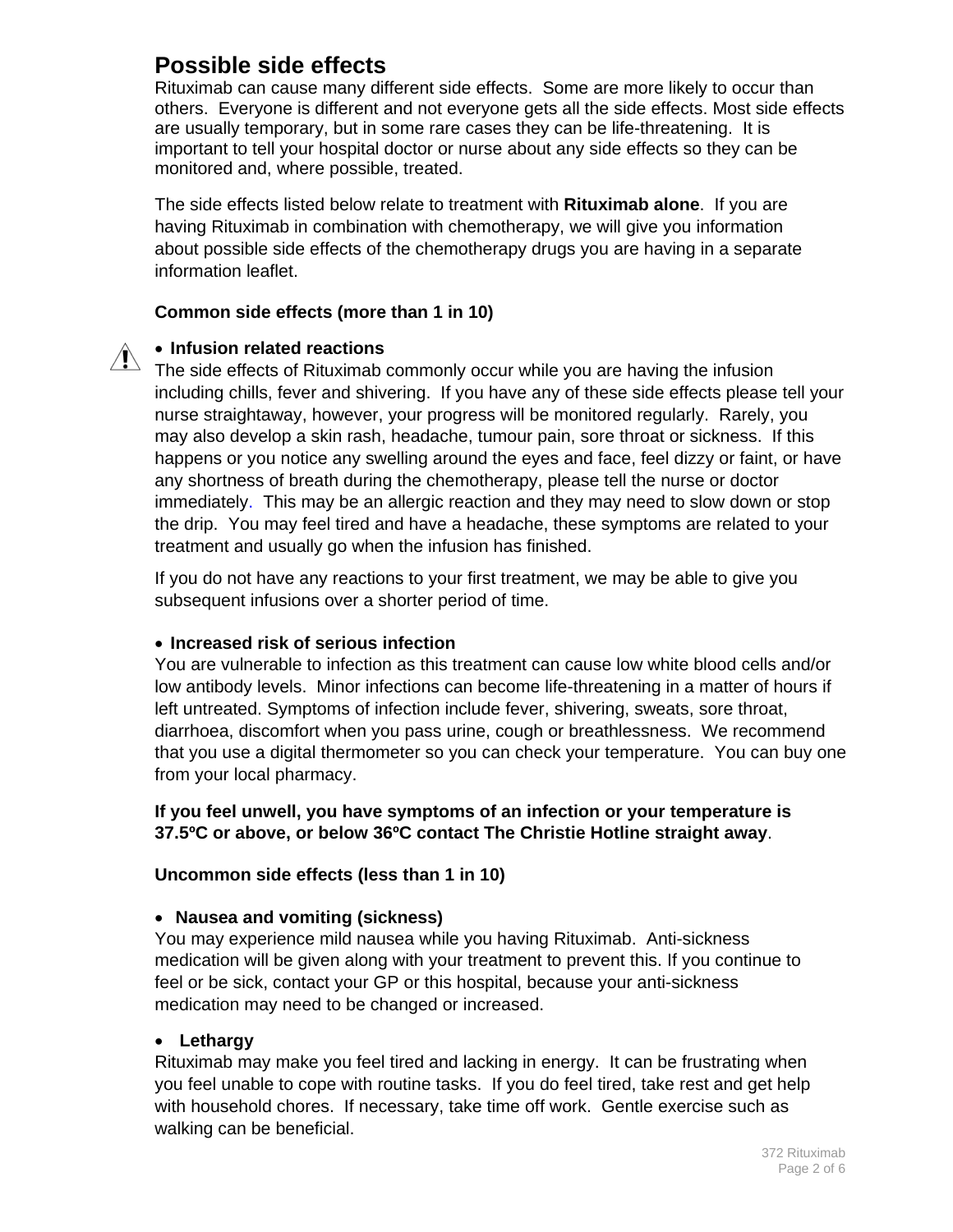# Possible side effects

Rituximab can cause many different side effects. Some are more likely to occur than others. Everyone is different and not everyone gets all the side effects. Most side effects are usually temporary, but in some rare cases they can be life-threatening. It is important to tell your hospital doctor or nurse about any side effects so they can be monitored and, where possible, treated.

The side effects listed below relate to treatment with **Rituximab alone**. If you are having Rituximab in combination with chemotherapy, we will give you information about possible side effects of the chemotherapy drugs you are having in a separate information leaflet.

**Common side effects (more than 1 in 10)**

- **Infusion related reactions**

The side effects of Rituximab commonly occur while you are having the infusion including chills, fever and shivering. If you have any of these side effects please tell your nurse straightaway, however, your progress will be monitored regularly. Rarely, you may also develop a skin rash, headache, tumour pain, sore throat or sickness. If this happens or you notice any swelling around the eyes and face, feel dizzy or faint, or have any shortness of breath during the chemotherapy, please tell the nurse or doctor immediately. This may be an allergic reaction and they may need to slow down or stop the drip. You may feel tired and have a headache, these symptoms are related to your treatment and usually go when the infusion has finished.

If you do not have any reactions to your first treatment, we may be able to give you subsequent infusions over a shorter period of time.

- **Increased risk of serious infection**

You are vulnerable to infection as this treatment can cause low white blood cells and/or low antibody levels. Minor infections can become life-threatening in a matter of hours if left untreated. Symptoms of infection include fever, shivering, sweats, sore throat, diarrhoea, discomfort when you pass urine, cough or breathlessness. We recommend that you use a digital thermometer so you can check your temperature. You can buy one from your local pharmacy.

**If you feel unwell, you have symptoms of an infection or your temperature is 37.5ºC or above, or below 36ºC contact The Christie Hotline straight away**.

**Uncommon side effects (less than 1 in 10)**

- **Nausea and vomiting (sickness)**

You may experience mild nausea while you having Rituximab. Anti-sickness medication will be given along with your treatment to prevent this. If you continue to feel or be sick, contact your GP or this hospital, because your anti-sickness medication may need to be changed or increased.

- **Lethargy**

Rituximab may make you feel tired and lacking in energy. It can be frustrating when you feel unable to cope with routine tasks. If you do feel tired, take rest and get help with household chores. If necessary, take time off work. Gentle exercise such as walking can be beneficial.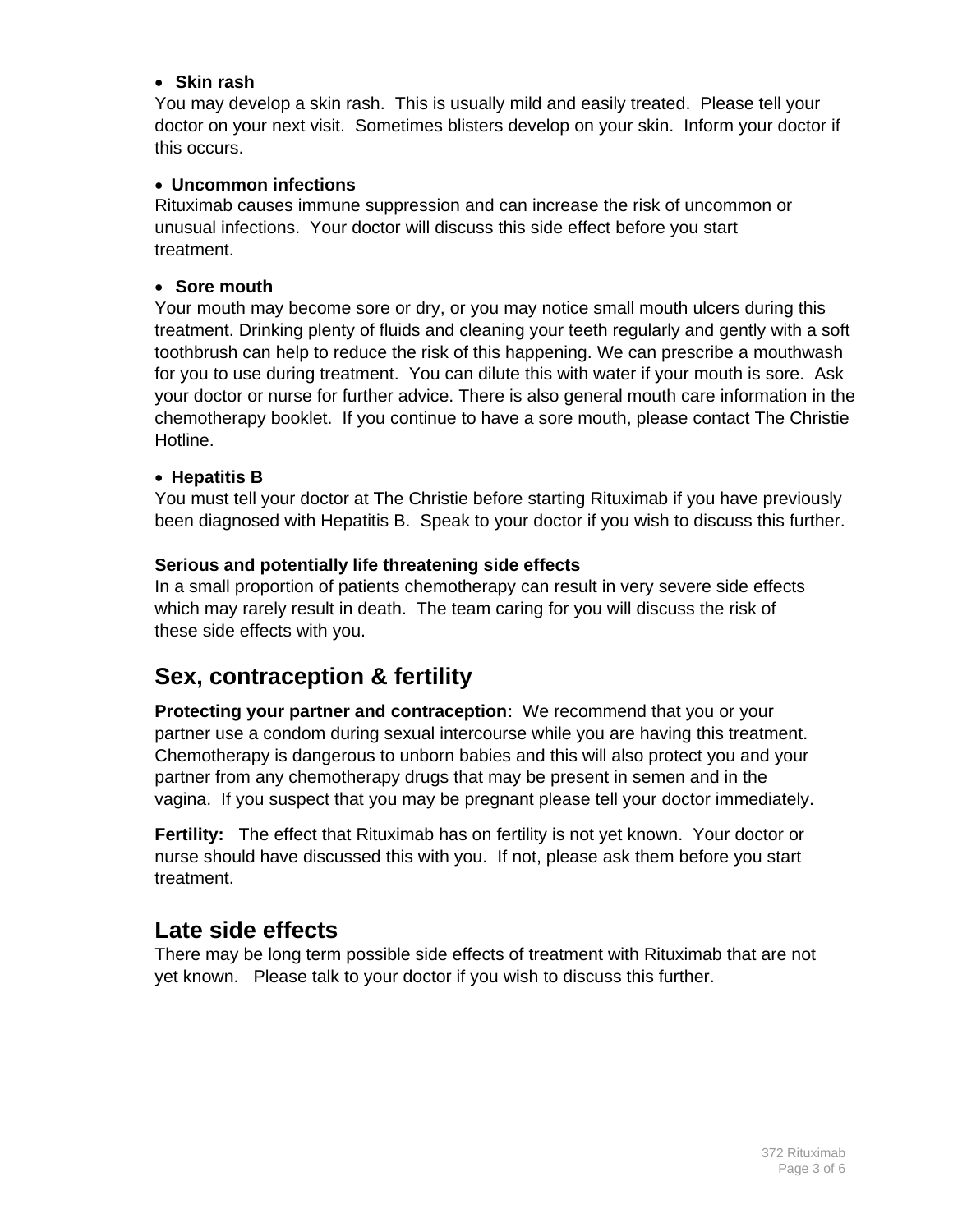- **Skin rash**

You may develop a skin rash. This is usually mild and easily treated. Please tell your doctor on your next visit. Sometimes blisters develop on your skin. Inform your doctor if this occurs.

- **Uncommon infections**

Rituximab causes immune suppression and can increase the risk of uncommon or unusual infections. Your doctor will discuss this side effect before you start treatment.

- **Sore mouth**

Your mouth may become sore or dry, or you may notice small mouth ulcers during this treatment. Drinking plenty of fluids and cleaning your teeth regularly and gently with a soft toothbrush can help to reduce the risk of this happening. We can prescribe a mouthwash for you to use during treatment. You can dilute this with water if your mouth is sore. Ask your doctor or nurse for further advice. There is also general mouth care information in the chemotherapy booklet. If you continue to have a sore mouth, please contact The Christie Hotline.

- **Hepatitis B**

You must tell your doctor at The Christie before starting Rituximab if you have previously been diagnosed with Hepatitis B. Speak to your doctor if you wish to discuss this further.

**Serious and potentially life threatening side effects**

In a small proportion of patients chemotherapy can result in very severe side effects which may rarely result in death. The team caring for you will discuss the risk of these side effects with you.

## Sex, contraception & fertility

**Protecting your partner and contraception:** We recommend that you or your partner use a condom during sexual intercourse while you are having this treatment. Chemotherapy is dangerous to unborn babies and this will also protect you and your partner from any chemotherapy drugs that may be present in semen and in the vagina. If you suspect that you may be pregnant please tell your doctor immediately.

**Fertility:** The effect that Rituximab has on fertility is not yet known. Your doctor or nurse should have discussed this with you. If not, please ask them before you start treatment.

## Late side effects

There may be long term possible side effects of treatment with Rituximab that are not yet known. Please talk to your doctor if you wish to discuss this further.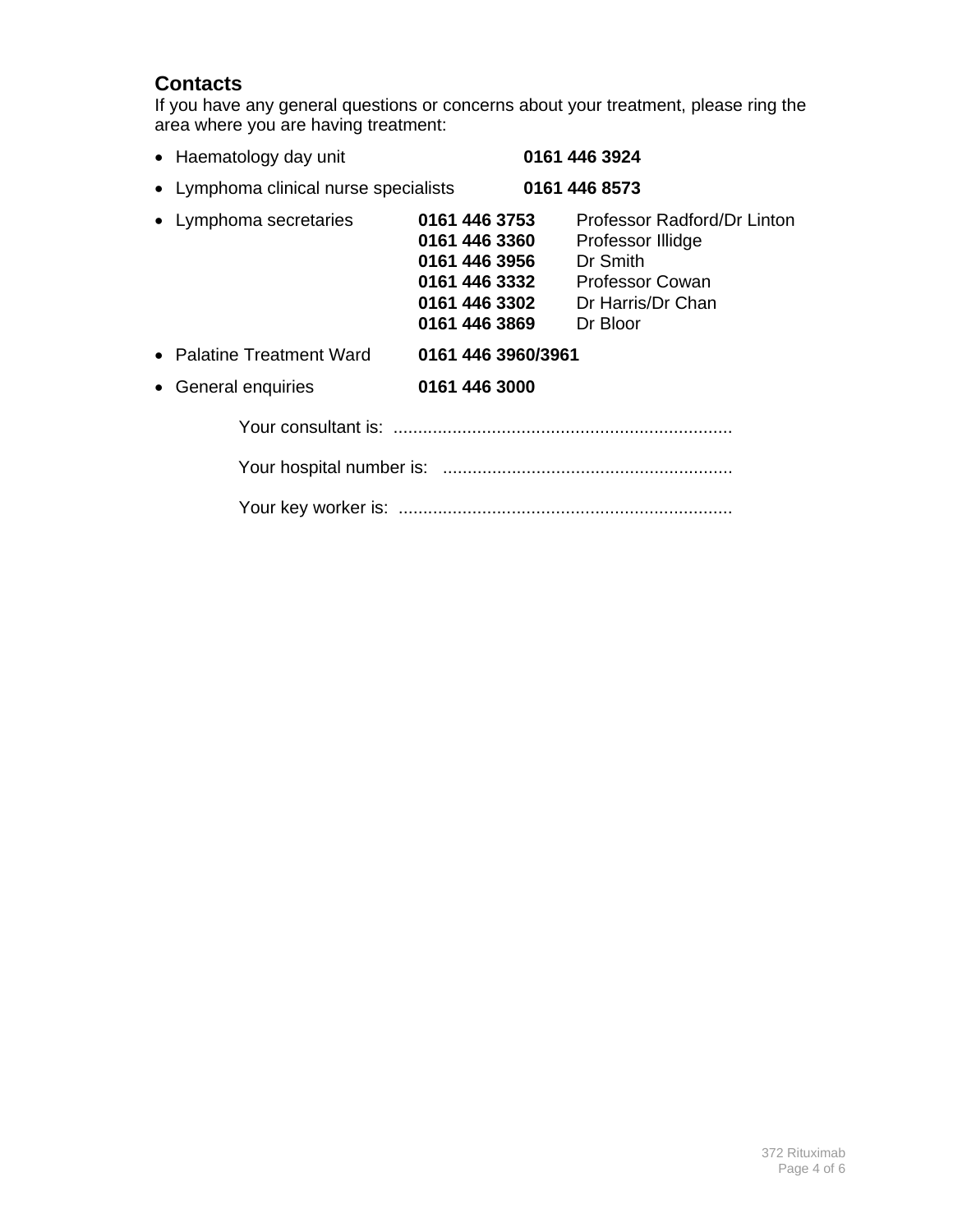## Contacts

If you have any general questions or concerns about your treatment, please ring the area where you are having treatment:

- Haematology day unit **0161 446 3924**
- Lymphoma clinical nurse specialists **0161 446 8573**
- Lymphoma secretaries
  - **0161 446 3753** Professor Radford/Dr Linton
  - **0161 446 3360** Professor Illidge
  - **0161 446 3956** Dr Smith
  - **0161 446 3332** Professor Cowan
  - **0161 446 3302** Dr Harris/Dr Chan
  - **0161 446 3869** Dr Bloor
- Palatine Treatment Ward **0161 446 3960/3961**
- General enquiries **0161 446 3000**

Your consultant is: ....................................................................

Your hospital number is: ..........................................................

Your key worker is: ...................................................................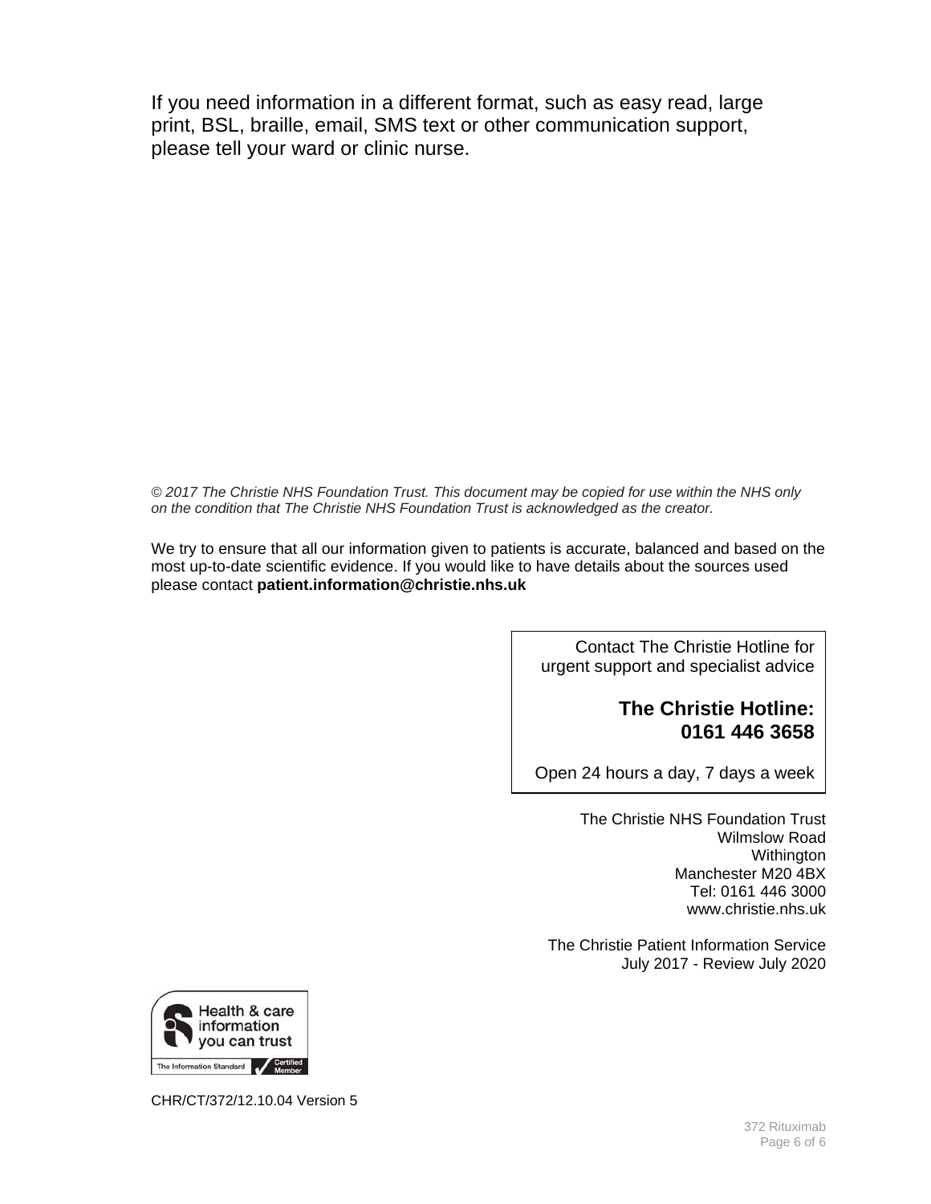If you need information in a different format, such as easy read, large print, BSL, braille, email, SMS text or other communication support, please tell your ward or clinic nurse.

*© 2017 The Christie NHS Foundation Trust. This document may be copied for use within the NHS only on the condition that The Christie NHS Foundation Trust is acknowledged as the creator.*

We try to ensure that all our information given to patients is accurate, balanced and based on the most up-to-date scientific evidence. If you would like to have details about the sources used please contact **patient.information@christie.nhs.uk**

Contact The Christie Hotline for urgent support and specialist advice

**The Christie Hotline: 0161 446 3658**

Open 24 hours a day, 7 days a week

The Christie NHS Foundation Trust
Wilmslow Road
Withington
Manchester M20 4BX
Tel: 0161 446 3000
www.christie.nhs.uk

The Christie Patient Information Service
July 2017 - Review July 2020

Health & care information you can trust

The Information Standard — Certified Member

CHR/CT/372/12.10.04 Version 5